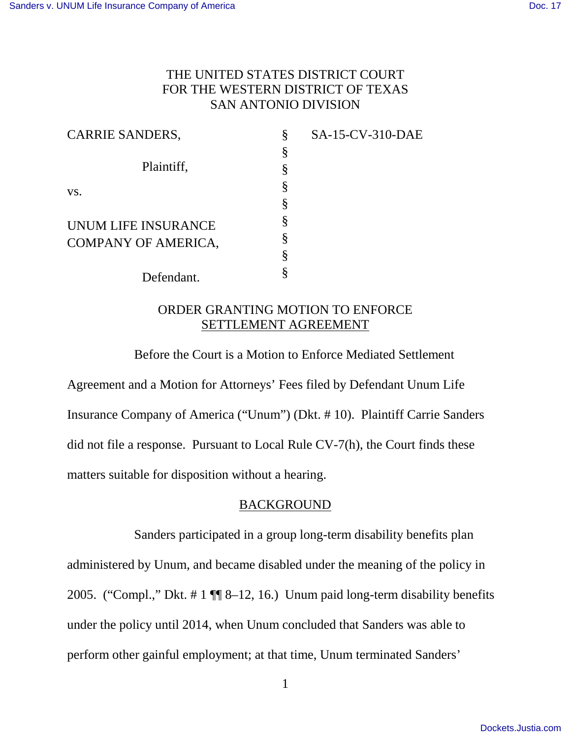THE UNITED STATES DISTRICT COURT
FOR THE WESTERN DISTRICT OF TEXAS
SAN ANTONIO DIVISION

| | | |
|---|---|---|
| CARRIE SANDERS, | § | SA-15-CV-310-DAE |
| | § | |
| Plaintiff, | § | |
| vs. | § | |
| | § | |
| UNUM LIFE INSURANCE COMPANY OF AMERICA, | § | |
| | § | |
| Defendant. | § | |

## ORDER GRANTING MOTION TO ENFORCE SETTLEMENT AGREEMENT

Before the Court is a Motion to Enforce Mediated Settlement Agreement and a Motion for Attorneys' Fees filed by Defendant Unum Life Insurance Company of America ("Unum") (Dkt. # 10). Plaintiff Carrie Sanders did not file a response. Pursuant to Local Rule CV-7(h), the Court finds these matters suitable for disposition without a hearing.

## BACKGROUND

Sanders participated in a group long-term disability benefits plan administered by Unum, and became disabled under the meaning of the policy in 2005. ("Compl.," Dkt. # 1 ¶¶ 8–12, 16.) Unum paid long-term disability benefits under the policy until 2014, when Unum concluded that Sanders was able to perform other gainful employment; at that time, Unum terminated Sanders'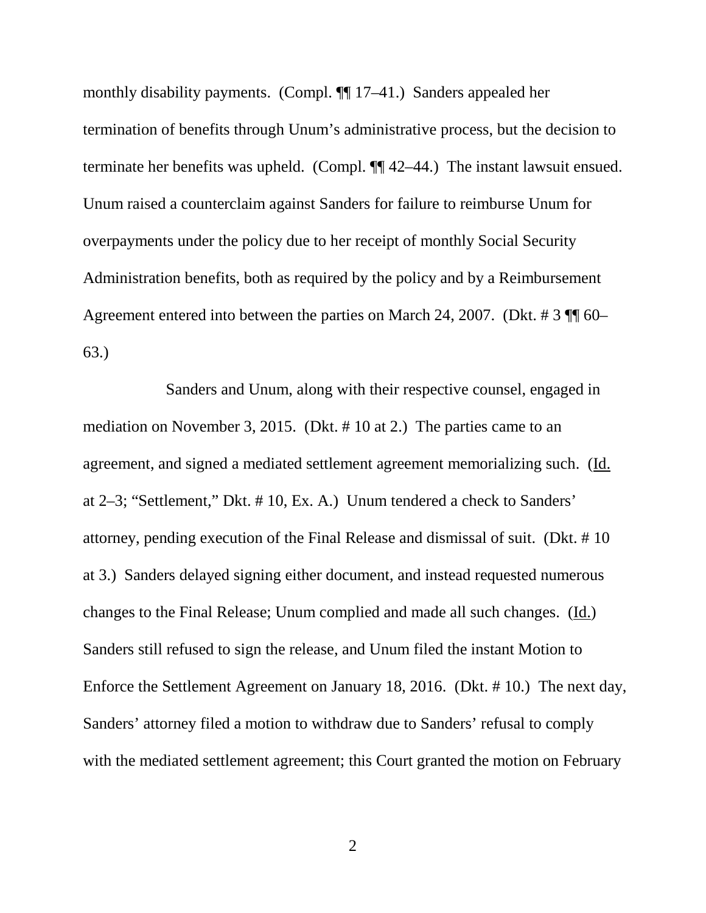monthly disability payments. (Compl. ¶¶ 17–41.) Sanders appealed her termination of benefits through Unum's administrative process, but the decision to terminate her benefits was upheld. (Compl. ¶¶ 42–44.) The instant lawsuit ensued. Unum raised a counterclaim against Sanders for failure to reimburse Unum for overpayments under the policy due to her receipt of monthly Social Security Administration benefits, both as required by the policy and by a Reimbursement Agreement entered into between the parties on March 24, 2007. (Dkt. # 3 ¶¶ 60–63.)

Sanders and Unum, along with their respective counsel, engaged in mediation on November 3, 2015. (Dkt. # 10 at 2.) The parties came to an agreement, and signed a mediated settlement agreement memorializing such. (Id. at 2–3; "Settlement," Dkt. # 10, Ex. A.) Unum tendered a check to Sanders' attorney, pending execution of the Final Release and dismissal of suit. (Dkt. # 10 at 3.) Sanders delayed signing either document, and instead requested numerous changes to the Final Release; Unum complied and made all such changes. (Id.) Sanders still refused to sign the release, and Unum filed the instant Motion to Enforce the Settlement Agreement on January 18, 2016. (Dkt. # 10.) The next day, Sanders' attorney filed a motion to withdraw due to Sanders' refusal to comply with the mediated settlement agreement; this Court granted the motion on February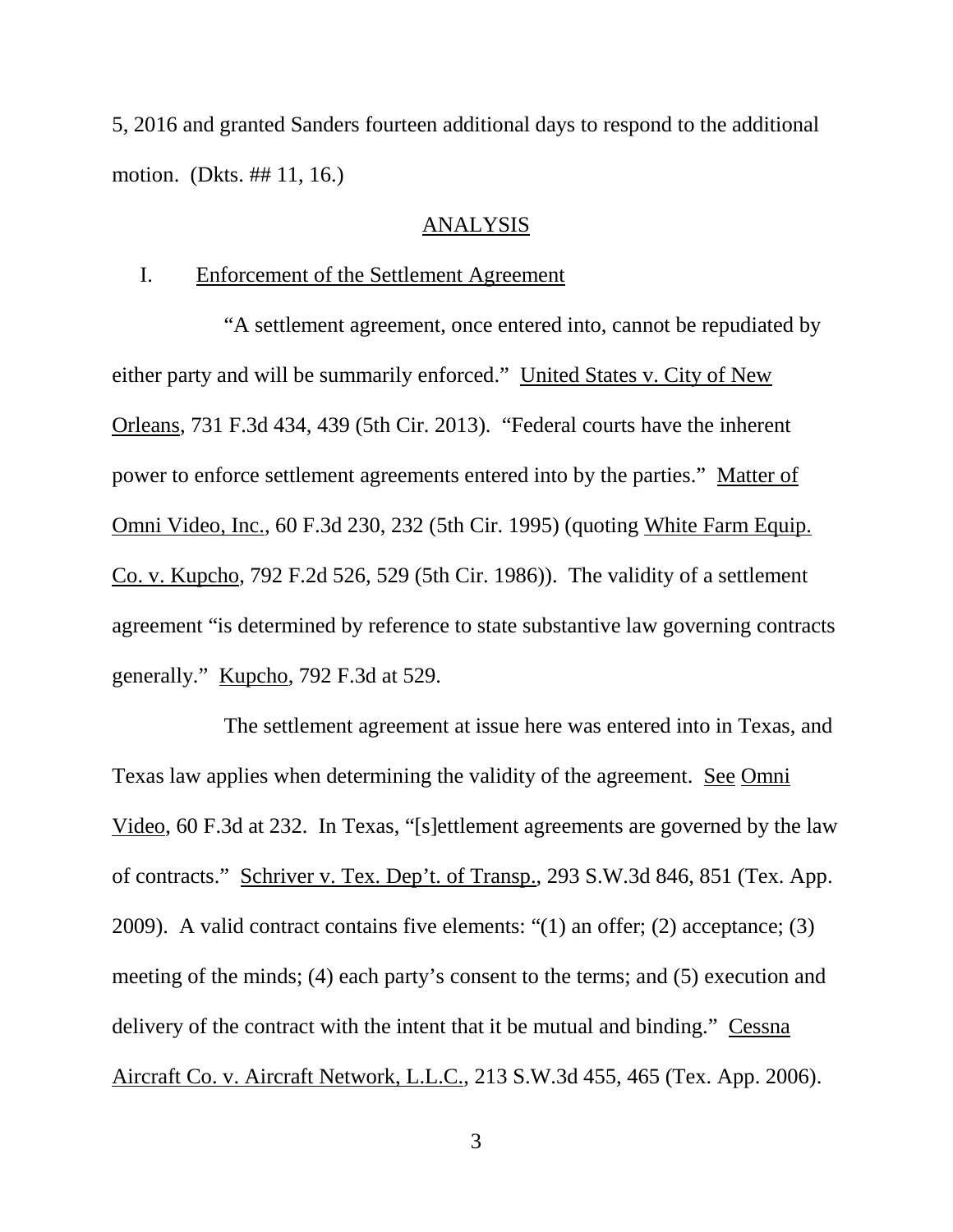5, 2016 and granted Sanders fourteen additional days to respond to the additional motion. (Dkts. ## 11, 16.)

## ANALYSIS

### I. Enforcement of the Settlement Agreement

"A settlement agreement, once entered into, cannot be repudiated by either party and will be summarily enforced." United States v. City of New Orleans, 731 F.3d 434, 439 (5th Cir. 2013). "Federal courts have the inherent power to enforce settlement agreements entered into by the parties." Matter of Omni Video, Inc., 60 F.3d 230, 232 (5th Cir. 1995) (quoting White Farm Equip. Co. v. Kupcho, 792 F.2d 526, 529 (5th Cir. 1986)). The validity of a settlement agreement "is determined by reference to state substantive law governing contracts generally." Kupcho, 792 F.3d at 529.

The settlement agreement at issue here was entered into in Texas, and Texas law applies when determining the validity of the agreement. See Omni Video, 60 F.3d at 232. In Texas, "[s]ettlement agreements are governed by the law of contracts." Schriver v. Tex. Dep't. of Transp., 293 S.W.3d 846, 851 (Tex. App. 2009). A valid contract contains five elements: "(1) an offer; (2) acceptance; (3) meeting of the minds; (4) each party's consent to the terms; and (5) execution and delivery of the contract with the intent that it be mutual and binding." Cessna Aircraft Co. v. Aircraft Network, L.L.C., 213 S.W.3d 455, 465 (Tex. App. 2006).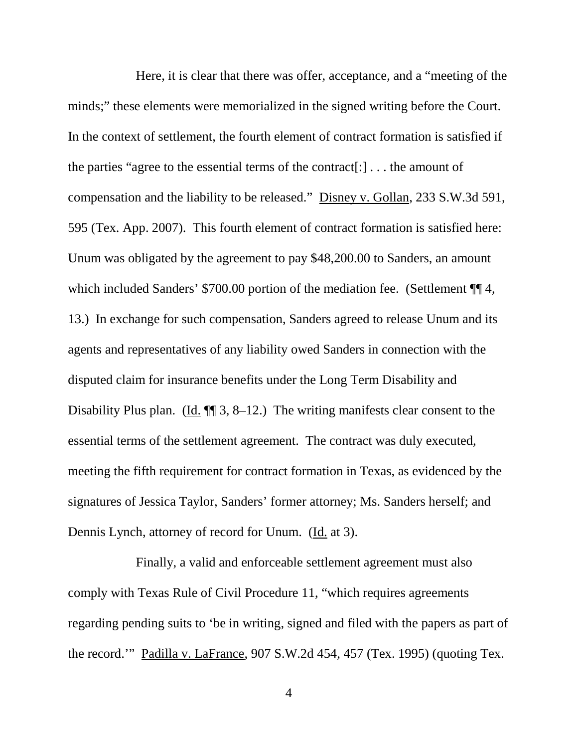Here, it is clear that there was offer, acceptance, and a "meeting of the minds;" these elements were memorialized in the signed writing before the Court. In the context of settlement, the fourth element of contract formation is satisfied if the parties "agree to the essential terms of the contract[:] . . . the amount of compensation and the liability to be released." Disney v. Gollan, 233 S.W.3d 591, 595 (Tex. App. 2007). This fourth element of contract formation is satisfied here: Unum was obligated by the agreement to pay $48,200.00 to Sanders, an amount which included Sanders' $700.00 portion of the mediation fee. (Settlement ¶¶ 4, 13.) In exchange for such compensation, Sanders agreed to release Unum and its agents and representatives of any liability owed Sanders in connection with the disputed claim for insurance benefits under the Long Term Disability and Disability Plus plan. (Id. ¶¶ 3, 8–12.) The writing manifests clear consent to the essential terms of the settlement agreement. The contract was duly executed, meeting the fifth requirement for contract formation in Texas, as evidenced by the signatures of Jessica Taylor, Sanders' former attorney; Ms. Sanders herself; and Dennis Lynch, attorney of record for Unum. (Id. at 3).

Finally, a valid and enforceable settlement agreement must also comply with Texas Rule of Civil Procedure 11, "which requires agreements regarding pending suits to 'be in writing, signed and filed with the papers as part of the record.'" Padilla v. LaFrance, 907 S.W.2d 454, 457 (Tex. 1995) (quoting Tex.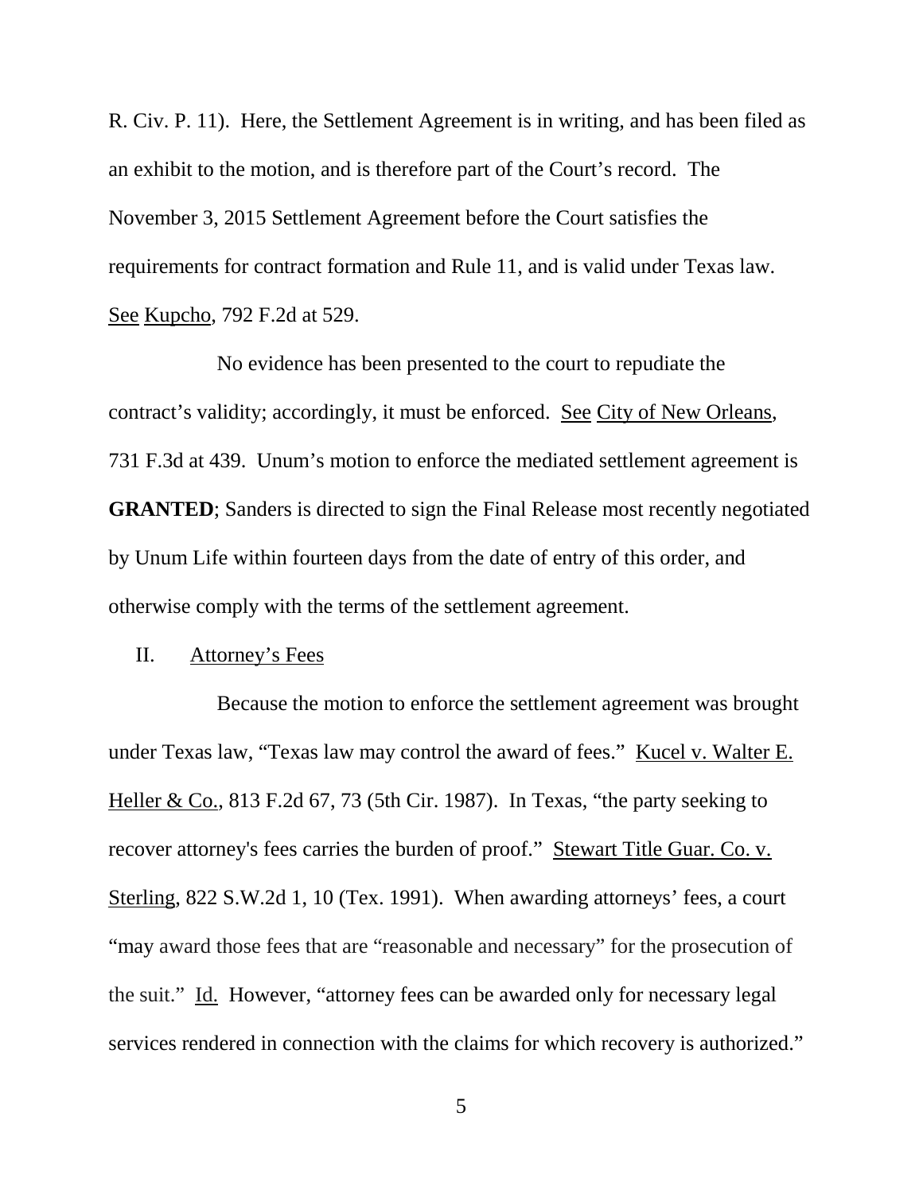R. Civ. P. 11). Here, the Settlement Agreement is in writing, and has been filed as an exhibit to the motion, and is therefore part of the Court's record. The November 3, 2015 Settlement Agreement before the Court satisfies the requirements for contract formation and Rule 11, and is valid under Texas law. See Kupcho, 792 F.2d at 529.

No evidence has been presented to the court to repudiate the contract's validity; accordingly, it must be enforced. See City of New Orleans, 731 F.3d at 439. Unum's motion to enforce the mediated settlement agreement is **GRANTED**; Sanders is directed to sign the Final Release most recently negotiated by Unum Life within fourteen days from the date of entry of this order, and otherwise comply with the terms of the settlement agreement.

## II. Attorney's Fees

Because the motion to enforce the settlement agreement was brought under Texas law, "Texas law may control the award of fees." Kucel v. Walter E. Heller & Co., 813 F.2d 67, 73 (5th Cir. 1987). In Texas, "the party seeking to recover attorney's fees carries the burden of proof." Stewart Title Guar. Co. v. Sterling, 822 S.W.2d 1, 10 (Tex. 1991). When awarding attorneys' fees, a court "may award those fees that are "reasonable and necessary" for the prosecution of the suit." Id. However, "attorney fees can be awarded only for necessary legal services rendered in connection with the claims for which recovery is authorized."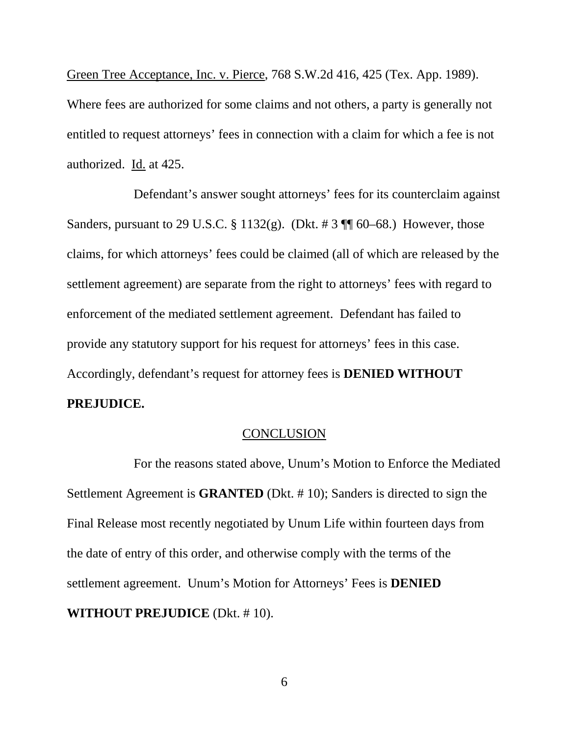Green Tree Acceptance, Inc. v. Pierce, 768 S.W.2d 416, 425 (Tex. App. 1989). Where fees are authorized for some claims and not others, a party is generally not entitled to request attorneys' fees in connection with a claim for which a fee is not authorized. Id. at 425.

Defendant's answer sought attorneys' fees for its counterclaim against Sanders, pursuant to 29 U.S.C. § 1132(g). (Dkt. # 3 ¶¶ 60–68.) However, those claims, for which attorneys' fees could be claimed (all of which are released by the settlement agreement) are separate from the right to attorneys' fees with regard to enforcement of the mediated settlement agreement. Defendant has failed to provide any statutory support for his request for attorneys' fees in this case. Accordingly, defendant's request for attorney fees is **DENIED WITHOUT PREJUDICE.**

## CONCLUSION

For the reasons stated above, Unum's Motion to Enforce the Mediated Settlement Agreement is **GRANTED** (Dkt. # 10); Sanders is directed to sign the Final Release most recently negotiated by Unum Life within fourteen days from the date of entry of this order, and otherwise comply with the terms of the settlement agreement. Unum's Motion for Attorneys' Fees is **DENIED WITHOUT PREJUDICE** (Dkt. # 10).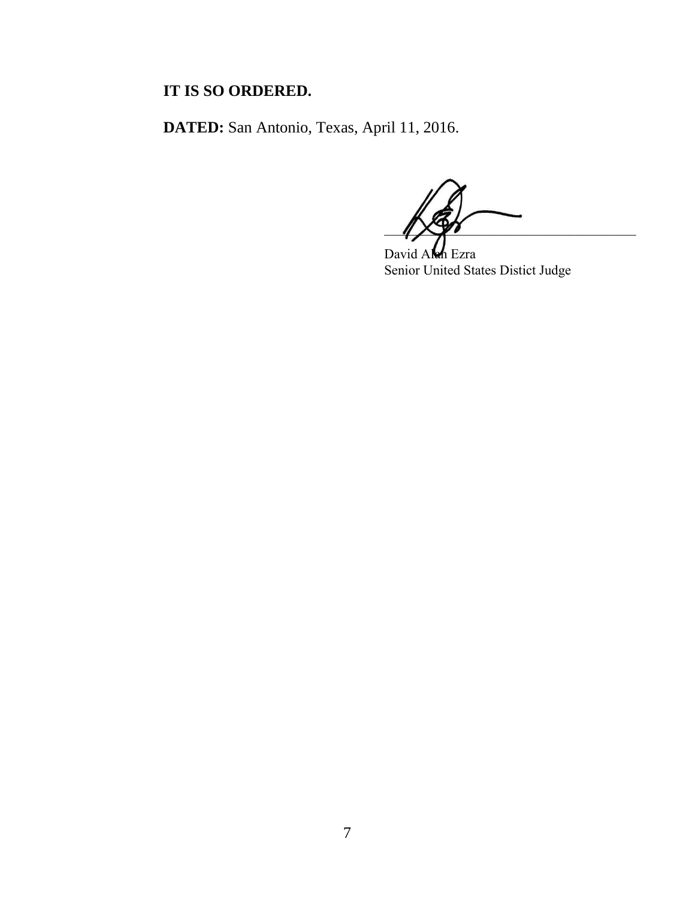**IT IS SO ORDERED.**

**DATED:** San Antonio, Texas, April 11, 2016.

David Alan Ezra
Senior United States Distict Judge